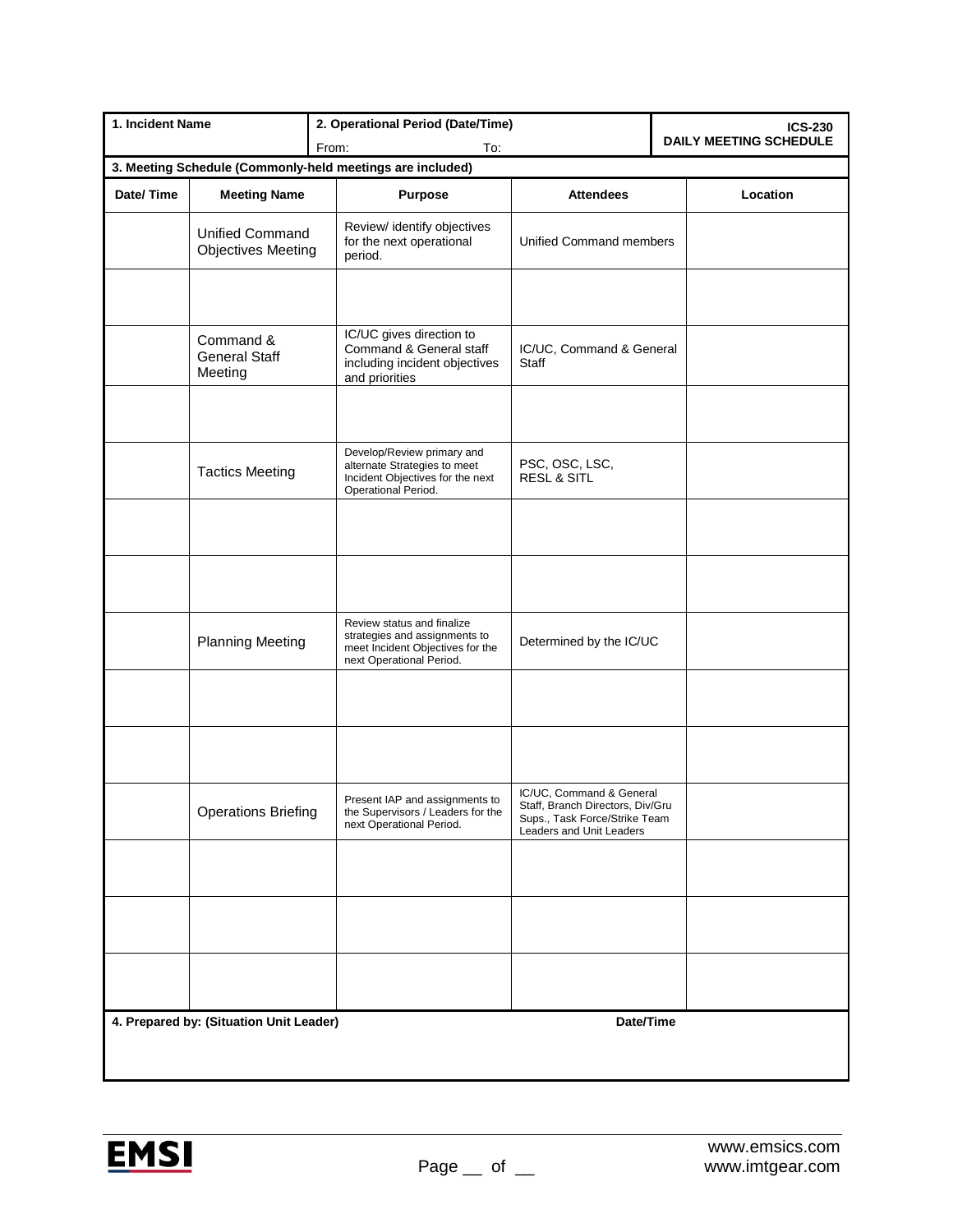| 1. Incident Name | 2. Operational Period (Date/Time) | ICS-230 DAILY MEETING SCHEDULE |
|---|---|---|
| | From: To: | |

**3. Meeting Schedule (Commonly-held meetings are included)**

| Date/ Time | Meeting Name | Purpose | Attendees | Location |
|---|---|---|---|---|
| | Unified Command Objectives Meeting | Review/ identify objectives for the next operational period. | Unified Command members | |
| | | | | |
| | Command & General Staff Meeting | IC/UC gives direction to Command & General staff including incident objectives and priorities | IC/UC, Command & General Staff | |
| | | | | |
| | Tactics Meeting | Develop/Review primary and alternate Strategies to meet Incident Objectives for the next Operational Period. | PSC, OSC, LSC, RESL & SITL | |
| | | | | |
| | | | | |
| | Planning Meeting | Review status and finalize strategies and assignments to meet Incident Objectives for the next Operational Period. | Determined by the IC/UC | |
| | | | | |
| | | | | |
| | Operations Briefing | Present IAP and assignments to the Supervisors / Leaders for the next Operational Period. | IC/UC, Command & General Staff, Branch Directors, Div/Gru Sups., Task Force/Strike Team Leaders and Unit Leaders | |
| | | | | |
| | | | | |
| | | | | |

| 4. Prepared by: (Situation Unit Leader) | Date/Time |
|---|---|
| | |

EMSI

www.emsics.com
www.imtgear.com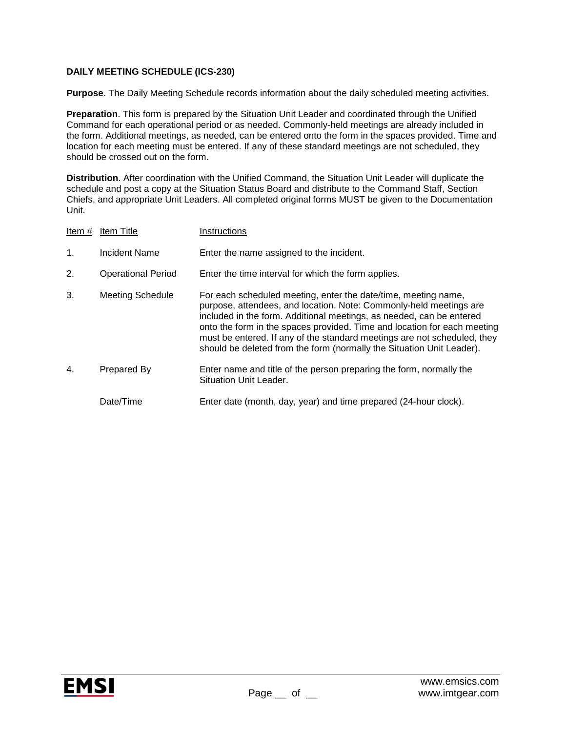**DAILY MEETING SCHEDULE (ICS-230)**

**Purpose**. The Daily Meeting Schedule records information about the daily scheduled meeting activities.

**Preparation**. This form is prepared by the Situation Unit Leader and coordinated through the Unified Command for each operational period or as needed. Commonly-held meetings are already included in the form. Additional meetings, as needed, can be entered onto the form in the spaces provided. Time and location for each meeting must be entered. If any of these standard meetings are not scheduled, they should be crossed out on the form.

**Distribution**. After coordination with the Unified Command, the Situation Unit Leader will duplicate the schedule and post a copy at the Situation Status Board and distribute to the Command Staff, Section Chiefs, and appropriate Unit Leaders. All completed original forms MUST be given to the Documentation Unit.

| Item # | Item Title | Instructions |
|---|---|---|
| 1. | Incident Name | Enter the name assigned to the incident. |
| 2. | Operational Period | Enter the time interval for which the form applies. |
| 3. | Meeting Schedule | For each scheduled meeting, enter the date/time, meeting name, purpose, attendees, and location. Note: Commonly-held meetings are included in the form. Additional meetings, as needed, can be entered onto the form in the spaces provided. Time and location for each meeting must be entered. If any of the standard meetings are not scheduled, they should be deleted from the form (normally the Situation Unit Leader). |
| 4. | Prepared By | Enter name and title of the person preparing the form, normally the Situation Unit Leader. |
| | Date/Time | Enter date (month, day, year) and time prepared (24-hour clock). |